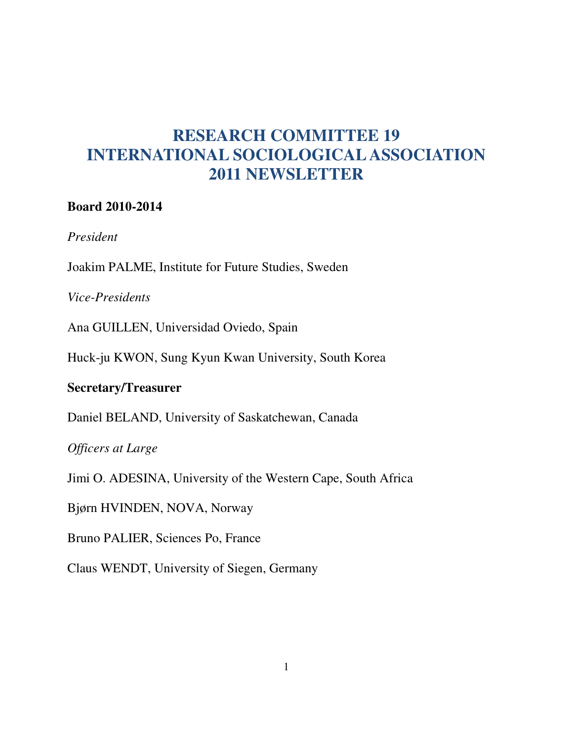# RESEARCH COMMITTEE 19
# INTERNATIONAL SOCIOLOGICAL ASSOCIATION
# 2011 NEWSLETTER

**Board 2010-2014**

*President*

Joakim PALME, Institute for Future Studies, Sweden

*Vice-Presidents*

Ana GUILLEN, Universidad Oviedo, Spain

Huck-ju KWON, Sung Kyun Kwan University, South Korea

**Secretary/Treasurer**

Daniel BELAND, University of Saskatchewan, Canada

*Officers at Large*

Jimi O. ADESINA, University of the Western Cape, South Africa

Bjørn HVINDEN, NOVA, Norway

Bruno PALIER, Sciences Po, France

Claus WENDT, University of Siegen, Germany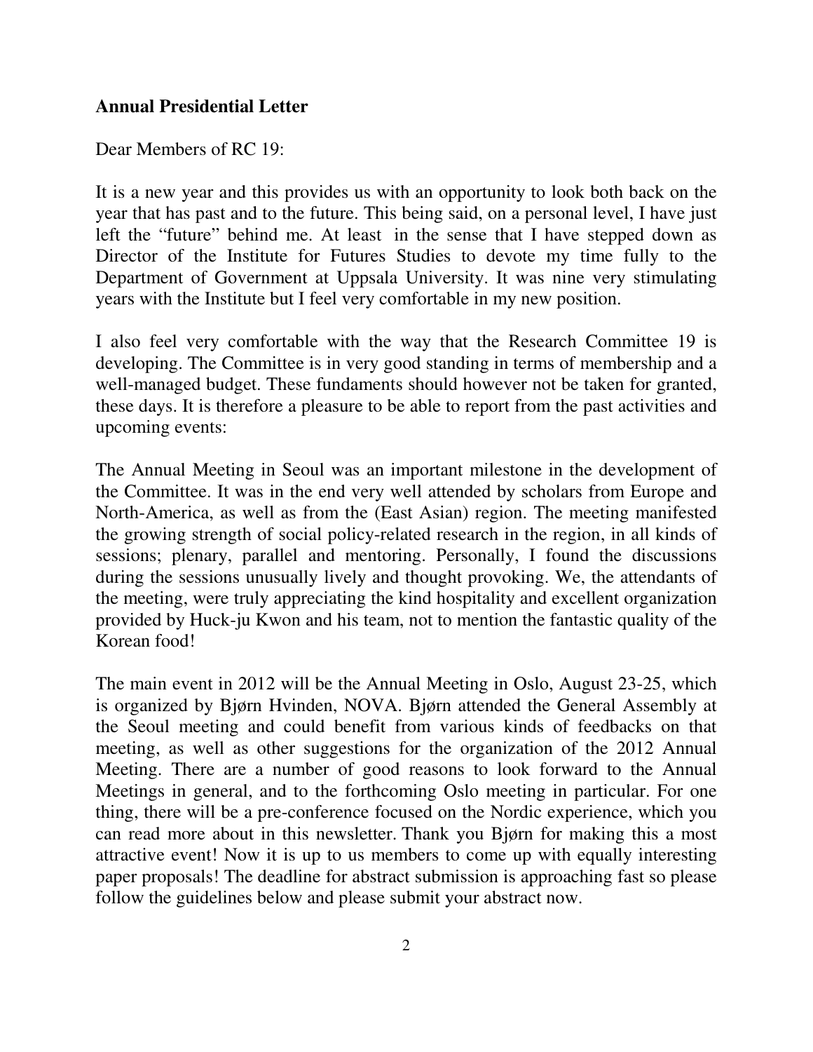**Annual Presidential Letter**

Dear Members of RC 19:

It is a new year and this provides us with an opportunity to look both back on the year that has past and to the future. This being said, on a personal level, I have just left the "future" behind me. At least in the sense that I have stepped down as Director of the Institute for Futures Studies to devote my time fully to the Department of Government at Uppsala University. It was nine very stimulating years with the Institute but I feel very comfortable in my new position.

I also feel very comfortable with the way that the Research Committee 19 is developing. The Committee is in very good standing in terms of membership and a well-managed budget. These fundaments should however not be taken for granted, these days. It is therefore a pleasure to be able to report from the past activities and upcoming events:

The Annual Meeting in Seoul was an important milestone in the development of the Committee. It was in the end very well attended by scholars from Europe and North-America, as well as from the (East Asian) region. The meeting manifested the growing strength of social policy-related research in the region, in all kinds of sessions; plenary, parallel and mentoring. Personally, I found the discussions during the sessions unusually lively and thought provoking. We, the attendants of the meeting, were truly appreciating the kind hospitality and excellent organization provided by Huck-ju Kwon and his team, not to mention the fantastic quality of the Korean food!

The main event in 2012 will be the Annual Meeting in Oslo, August 23-25, which is organized by Bjørn Hvinden, NOVA. Bjørn attended the General Assembly at the Seoul meeting and could benefit from various kinds of feedbacks on that meeting, as well as other suggestions for the organization of the 2012 Annual Meeting. There are a number of good reasons to look forward to the Annual Meetings in general, and to the forthcoming Oslo meeting in particular. For one thing, there will be a pre-conference focused on the Nordic experience, which you can read more about in this newsletter. Thank you Bjørn for making this a most attractive event! Now it is up to us members to come up with equally interesting paper proposals! The deadline for abstract submission is approaching fast so please follow the guidelines below and please submit your abstract now.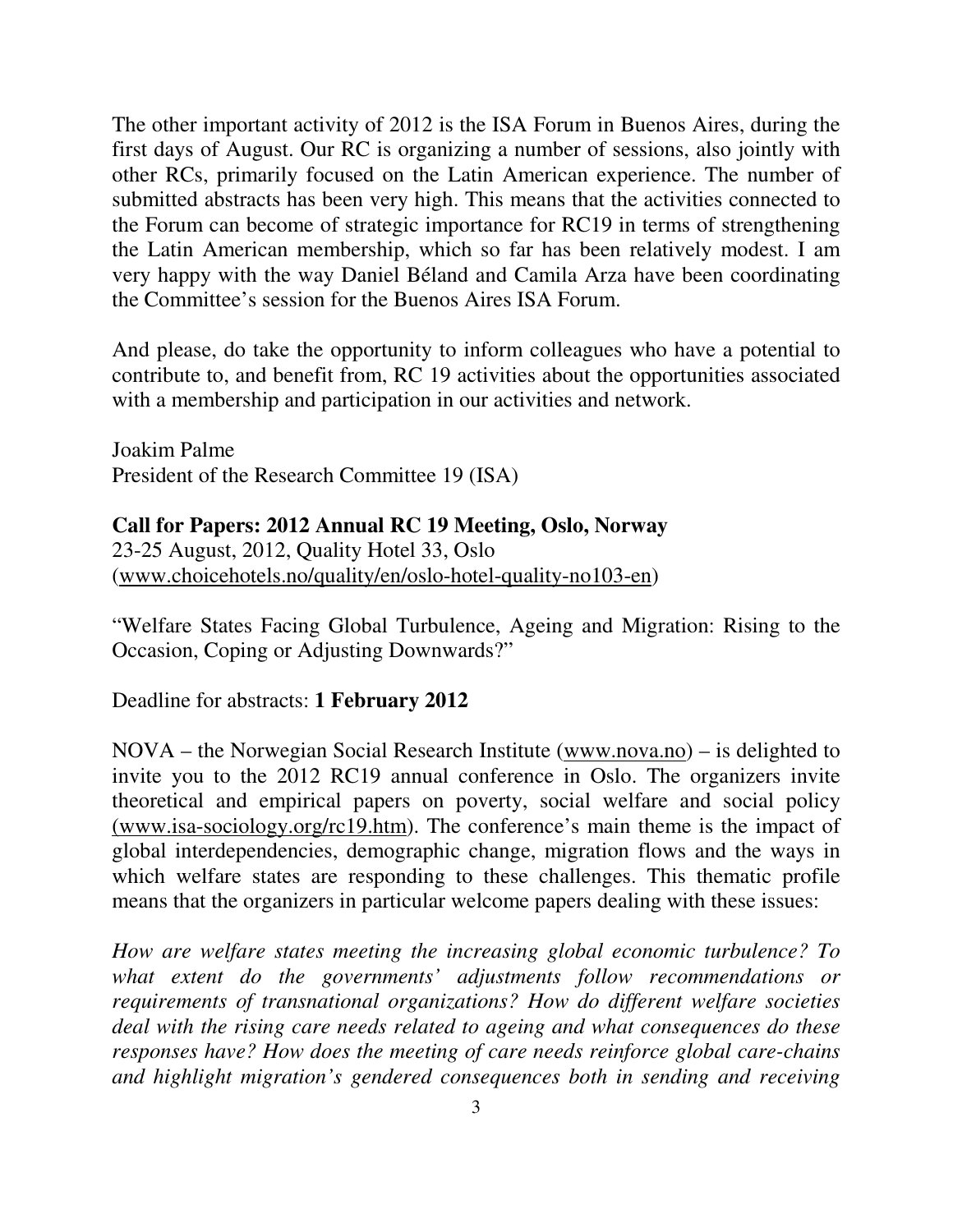The other important activity of 2012 is the ISA Forum in Buenos Aires, during the first days of August. Our RC is organizing a number of sessions, also jointly with other RCs, primarily focused on the Latin American experience. The number of submitted abstracts has been very high. This means that the activities connected to the Forum can become of strategic importance for RC19 in terms of strengthening the Latin American membership, which so far has been relatively modest. I am very happy with the way Daniel Béland and Camila Arza have been coordinating the Committee's session for the Buenos Aires ISA Forum.

And please, do take the opportunity to inform colleagues who have a potential to contribute to, and benefit from, RC 19 activities about the opportunities associated with a membership and participation in our activities and network.

Joakim Palme
President of the Research Committee 19 (ISA)

**Call for Papers: 2012 Annual RC 19 Meeting, Oslo, Norway**
23-25 August, 2012, Quality Hotel 33, Oslo
(www.choicehotels.no/quality/en/oslo-hotel-quality-no103-en)

"Welfare States Facing Global Turbulence, Ageing and Migration: Rising to the Occasion, Coping or Adjusting Downwards?"

Deadline for abstracts: **1 February 2012**

NOVA – the Norwegian Social Research Institute (www.nova.no) – is delighted to invite you to the 2012 RC19 annual conference in Oslo. The organizers invite theoretical and empirical papers on poverty, social welfare and social policy (www.isa-sociology.org/rc19.htm). The conference's main theme is the impact of global interdependencies, demographic change, migration flows and the ways in which welfare states are responding to these challenges. This thematic profile means that the organizers in particular welcome papers dealing with these issues:

*How are welfare states meeting the increasing global economic turbulence? To what extent do the governments' adjustments follow recommendations or requirements of transnational organizations? How do different welfare societies deal with the rising care needs related to ageing and what consequences do these responses have? How does the meeting of care needs reinforce global care-chains and highlight migration's gendered consequences both in sending and receiving*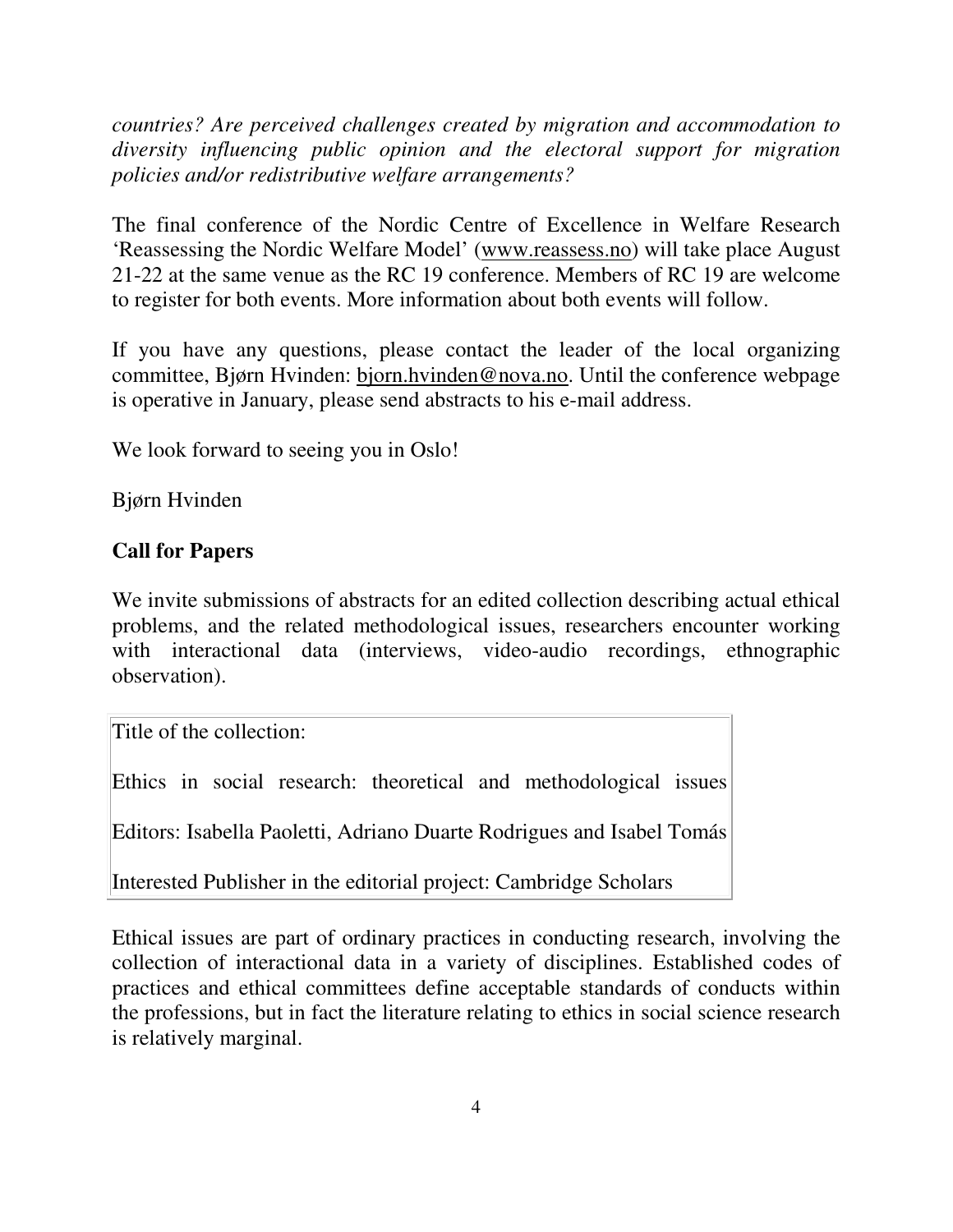*countries? Are perceived challenges created by migration and accommodation to diversity influencing public opinion and the electoral support for migration policies and/or redistributive welfare arrangements?*

The final conference of the Nordic Centre of Excellence in Welfare Research 'Reassessing the Nordic Welfare Model' (www.reassess.no) will take place August 21-22 at the same venue as the RC 19 conference. Members of RC 19 are welcome to register for both events. More information about both events will follow.

If you have any questions, please contact the leader of the local organizing committee, Bjørn Hvinden: bjorn.hvinden@nova.no. Until the conference webpage is operative in January, please send abstracts to his e-mail address.

We look forward to seeing you in Oslo!

Bjørn Hvinden

**Call for Papers**

We invite submissions of abstracts for an edited collection describing actual ethical problems, and the related methodological issues, researchers encounter working with interactional data (interviews, video-audio recordings, ethnographic observation).

| Title of the collection: |
|---|
| Ethics in social research: theoretical and methodological issues |
| Editors: Isabella Paoletti, Adriano Duarte Rodrigues and Isabel Tomás |
| Interested Publisher in the editorial project: Cambridge Scholars |

Ethical issues are part of ordinary practices in conducting research, involving the collection of interactional data in a variety of disciplines. Established codes of practices and ethical committees define acceptable standards of conducts within the professions, but in fact the literature relating to ethics in social science research is relatively marginal.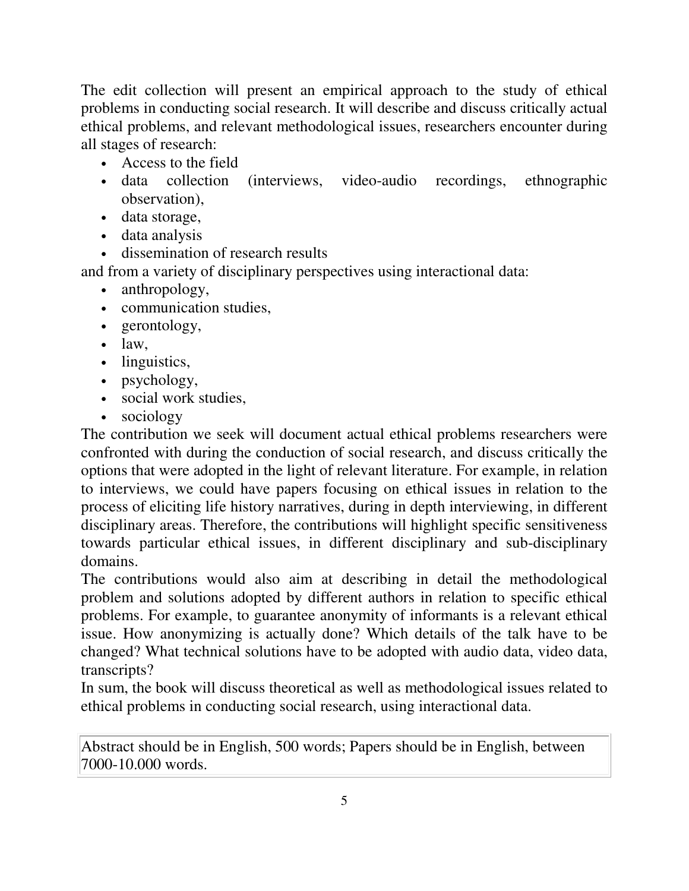The edit collection will present an empirical approach to the study of ethical problems in conducting social research. It will describe and discuss critically actual ethical problems, and relevant methodological issues, researchers encounter during all stages of research:

- Access to the field
- data collection (interviews, video-audio recordings, ethnographic observation),
- data storage,
- data analysis
- dissemination of research results

and from a variety of disciplinary perspectives using interactional data:

- anthropology,
- communication studies,
- gerontology,
- law,
- linguistics,
- psychology,
- social work studies,
- sociology

The contribution we seek will document actual ethical problems researchers were confronted with during the conduction of social research, and discuss critically the options that were adopted in the light of relevant literature. For example, in relation to interviews, we could have papers focusing on ethical issues in relation to the process of eliciting life history narratives, during in depth interviewing, in different disciplinary areas. Therefore, the contributions will highlight specific sensitiveness towards particular ethical issues, in different disciplinary and sub-disciplinary domains.

The contributions would also aim at describing in detail the methodological problem and solutions adopted by different authors in relation to specific ethical problems. For example, to guarantee anonymity of informants is a relevant ethical issue. How anonymizing is actually done? Which details of the talk have to be changed? What technical solutions have to be adopted with audio data, video data, transcripts?

In sum, the book will discuss theoretical as well as methodological issues related to ethical problems in conducting social research, using interactional data.

| Abstract should be in English, 500 words; Papers should be in English, between 7000-10.000 words. |
|---|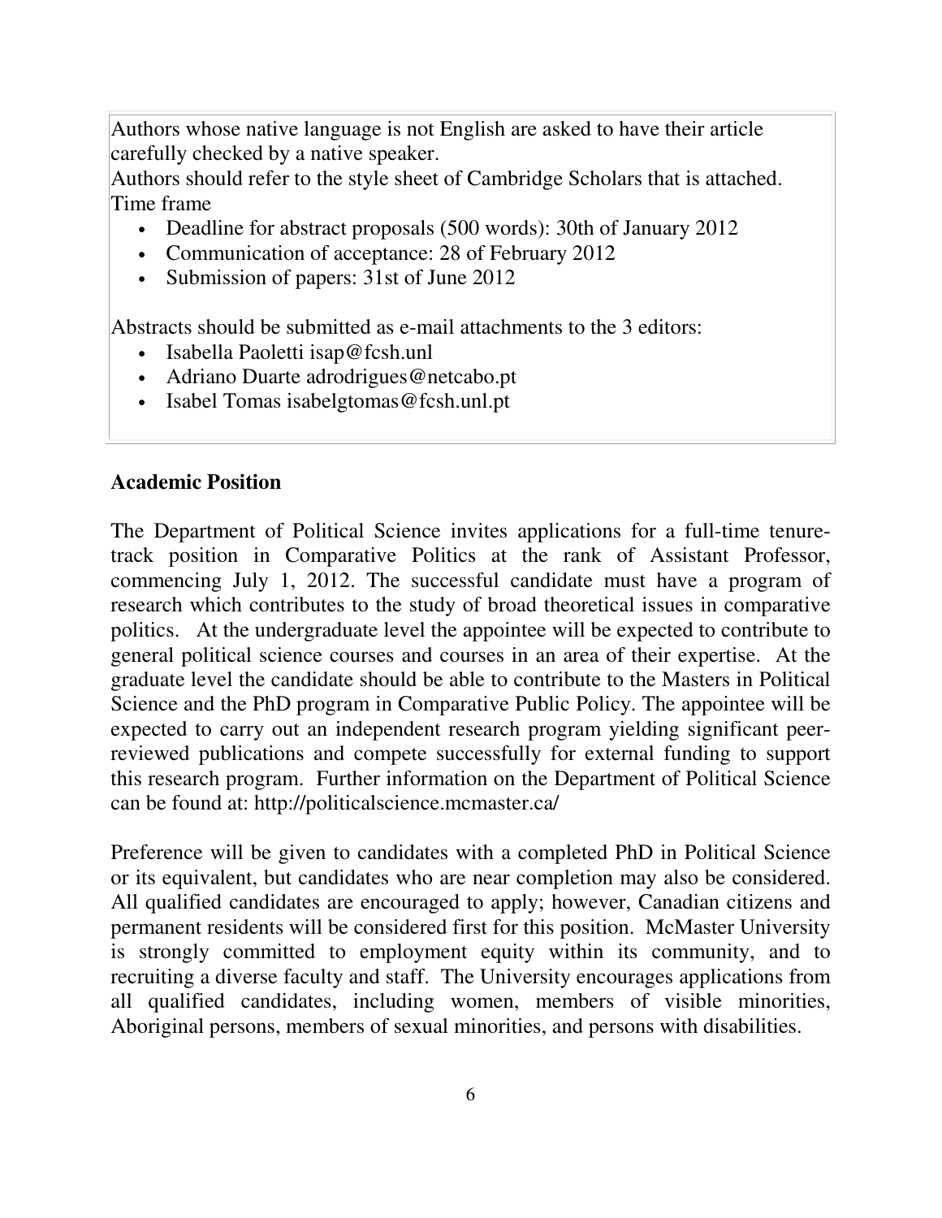Authors whose native language is not English are asked to have their article carefully checked by a native speaker.
Authors should refer to the style sheet of Cambridge Scholars that is attached.
Time frame

- Deadline for abstract proposals (500 words): 30th of January 2012
- Communication of acceptance: 28 of February 2012
- Submission of papers: 31st of June 2012

Abstracts should be submitted as e-mail attachments to the 3 editors:

- Isabella Paoletti isap@fcsh.unl
- Adriano Duarte adrodrigues@netcabo.pt
- Isabel Tomas isabelgtomas@fcsh.unl.pt

**Academic Position**

The Department of Political Science invites applications for a full-time tenure-track position in Comparative Politics at the rank of Assistant Professor, commencing July 1, 2012. The successful candidate must have a program of research which contributes to the study of broad theoretical issues in comparative politics. At the undergraduate level the appointee will be expected to contribute to general political science courses and courses in an area of their expertise. At the graduate level the candidate should be able to contribute to the Masters in Political Science and the PhD program in Comparative Public Policy. The appointee will be expected to carry out an independent research program yielding significant peer-reviewed publications and compete successfully for external funding to support this research program. Further information on the Department of Political Science can be found at: http://politicalscience.mcmaster.ca/

Preference will be given to candidates with a completed PhD in Political Science or its equivalent, but candidates who are near completion may also be considered. All qualified candidates are encouraged to apply; however, Canadian citizens and permanent residents will be considered first for this position. McMaster University is strongly committed to employment equity within its community, and to recruiting a diverse faculty and staff. The University encourages applications from all qualified candidates, including women, members of visible minorities, Aboriginal persons, members of sexual minorities, and persons with disabilities.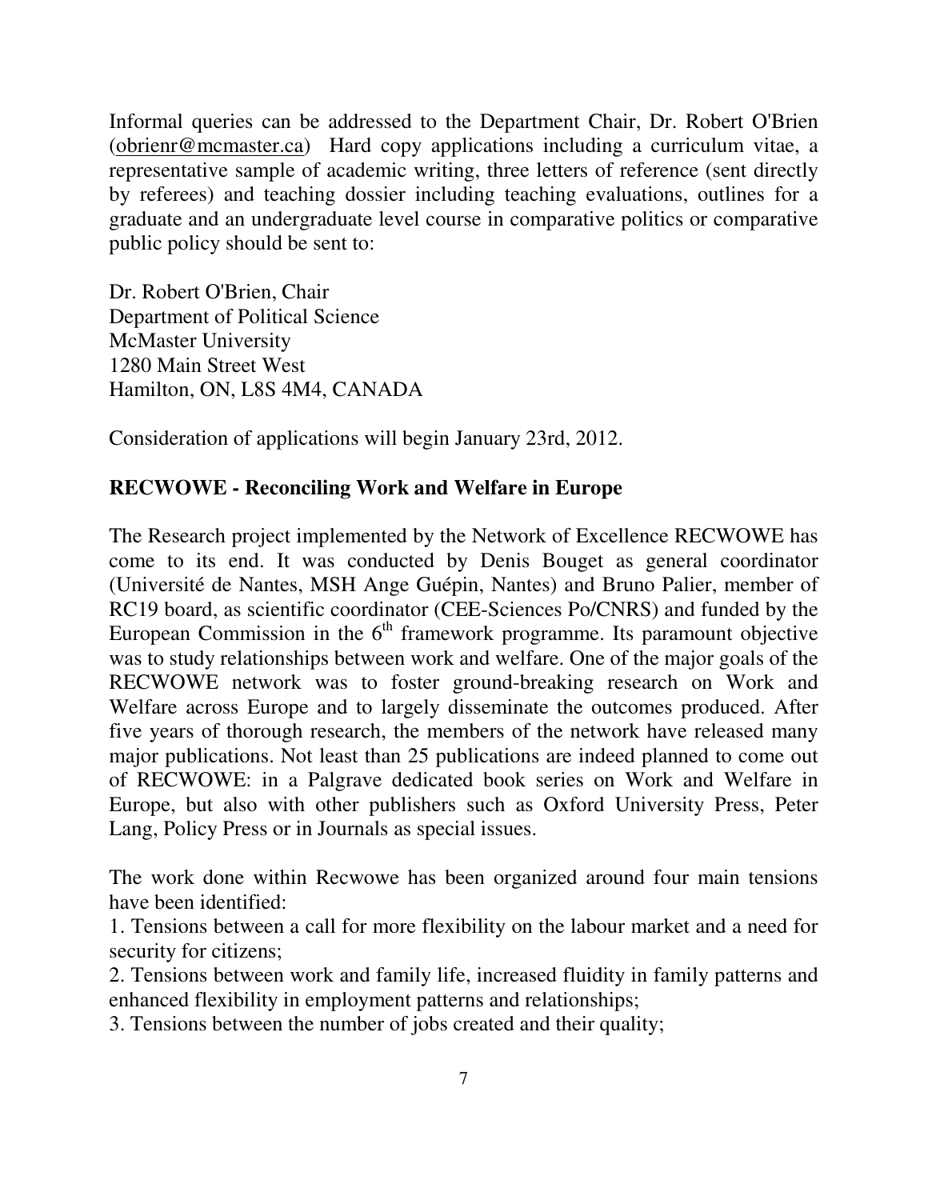Informal queries can be addressed to the Department Chair, Dr. Robert O'Brien (obrienr@mcmaster.ca) Hard copy applications including a curriculum vitae, a representative sample of academic writing, three letters of reference (sent directly by referees) and teaching dossier including teaching evaluations, outlines for a graduate and an undergraduate level course in comparative politics or comparative public policy should be sent to:

Dr. Robert O'Brien, Chair
Department of Political Science
McMaster University
1280 Main Street West
Hamilton, ON, L8S 4M4, CANADA

Consideration of applications will begin January 23rd, 2012.

**RECWOWE - Reconciling Work and Welfare in Europe**

The Research project implemented by the Network of Excellence RECWOWE has come to its end. It was conducted by Denis Bouget as general coordinator (Université de Nantes, MSH Ange Guépin, Nantes) and Bruno Palier, member of RC19 board, as scientific coordinator (CEE-Sciences Po/CNRS) and funded by the European Commission in the 6th framework programme. Its paramount objective was to study relationships between work and welfare. One of the major goals of the RECWOWE network was to foster ground-breaking research on Work and Welfare across Europe and to largely disseminate the outcomes produced. After five years of thorough research, the members of the network have released many major publications. Not least than 25 publications are indeed planned to come out of RECWOWE: in a Palgrave dedicated book series on Work and Welfare in Europe, but also with other publishers such as Oxford University Press, Peter Lang, Policy Press or in Journals as special issues.

The work done within Recwowe has been organized around four main tensions have been identified:

1. Tensions between a call for more flexibility on the labour market and a need for security for citizens;
2. Tensions between work and family life, increased fluidity in family patterns and enhanced flexibility in employment patterns and relationships;
3. Tensions between the number of jobs created and their quality;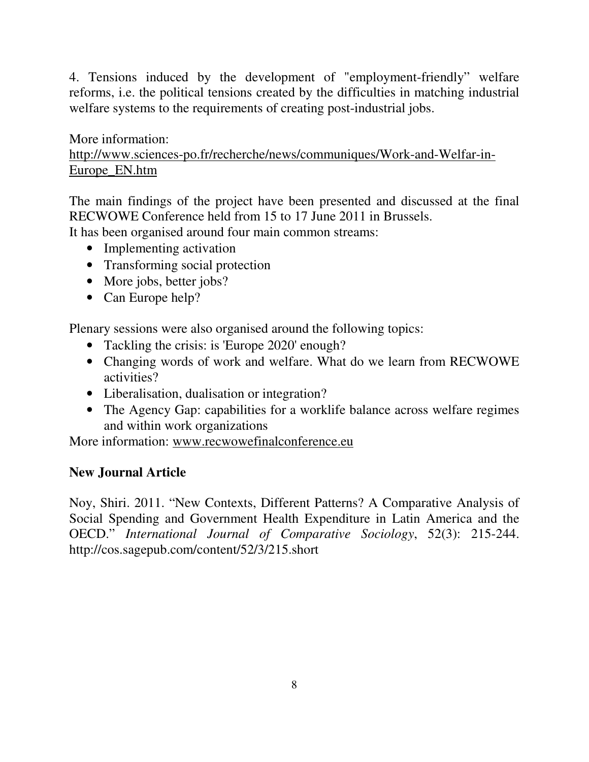4. Tensions induced by the development of "employment-friendly" welfare reforms, i.e. the political tensions created by the difficulties in matching industrial welfare systems to the requirements of creating post-industrial jobs.

More information:
http://www.sciences-po.fr/recherche/news/communiques/Work-and-Welfar-in-Europe_EN.htm

The main findings of the project have been presented and discussed at the final RECWOWE Conference held from 15 to 17 June 2011 in Brussels.
It has been organised around four main common streams:

- Implementing activation
- Transforming social protection
- More jobs, better jobs?
- Can Europe help?

Plenary sessions were also organised around the following topics:

- Tackling the crisis: is 'Europe 2020' enough?
- Changing words of work and welfare. What do we learn from RECWOWE activities?
- Liberalisation, dualisation or integration?
- The Agency Gap: capabilities for a worklife balance across welfare regimes and within work organizations

More information: www.recwowefinalconference.eu

**New Journal Article**

Noy, Shiri. 2011. "New Contexts, Different Patterns? A Comparative Analysis of Social Spending and Government Health Expenditure in Latin America and the OECD." *International Journal of Comparative Sociology*, 52(3): 215-244. http://cos.sagepub.com/content/52/3/215.short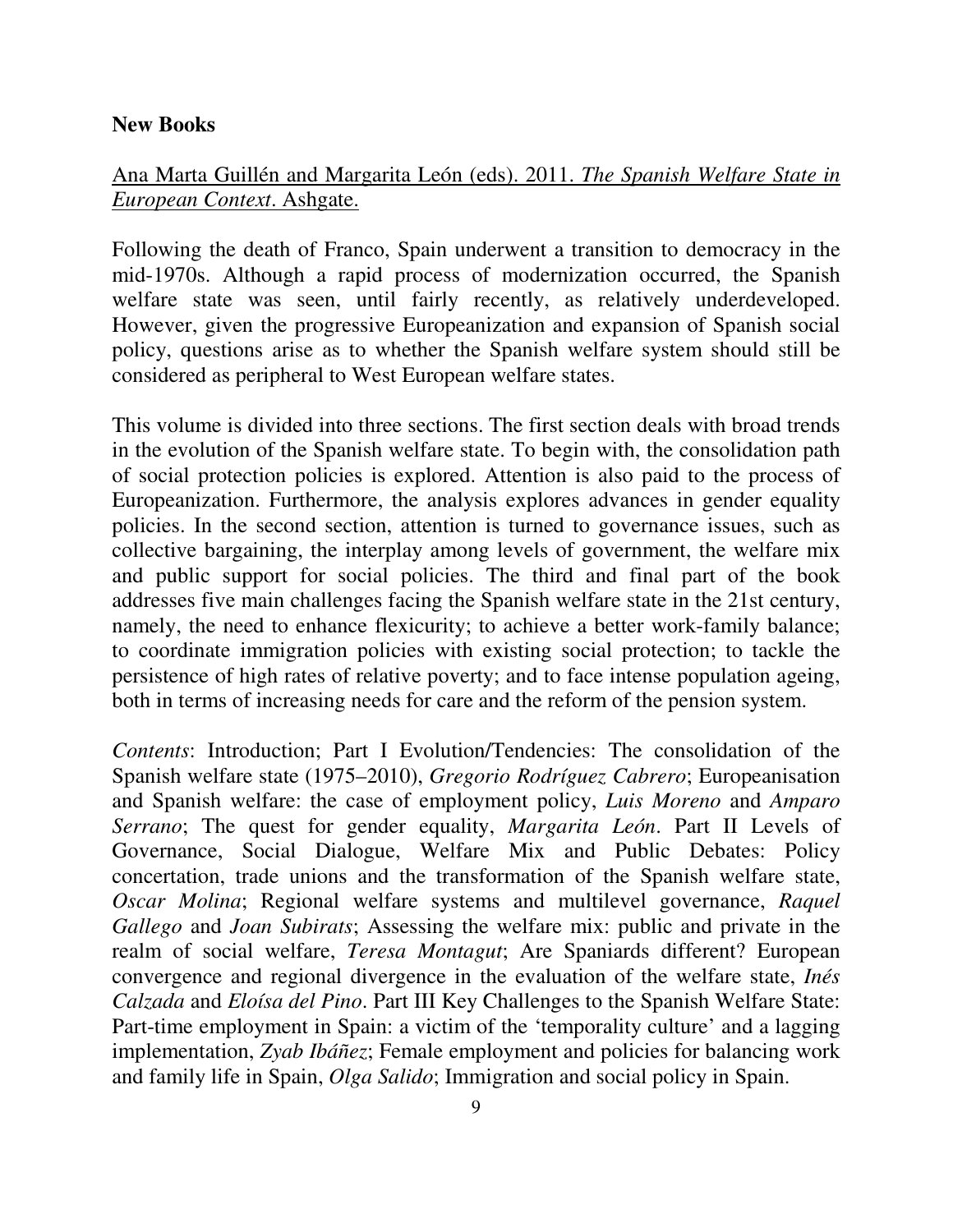**New Books**

Ana Marta Guillén and Margarita León (eds). 2011. *The Spanish Welfare State in European Context*. Ashgate.

Following the death of Franco, Spain underwent a transition to democracy in the mid-1970s. Although a rapid process of modernization occurred, the Spanish welfare state was seen, until fairly recently, as relatively underdeveloped. However, given the progressive Europeanization and expansion of Spanish social policy, questions arise as to whether the Spanish welfare system should still be considered as peripheral to West European welfare states.

This volume is divided into three sections. The first section deals with broad trends in the evolution of the Spanish welfare state. To begin with, the consolidation path of social protection policies is explored. Attention is also paid to the process of Europeanization. Furthermore, the analysis explores advances in gender equality policies. In the second section, attention is turned to governance issues, such as collective bargaining, the interplay among levels of government, the welfare mix and public support for social policies. The third and final part of the book addresses five main challenges facing the Spanish welfare state in the 21st century, namely, the need to enhance flexicurity; to achieve a better work-family balance; to coordinate immigration policies with existing social protection; to tackle the persistence of high rates of relative poverty; and to face intense population ageing, both in terms of increasing needs for care and the reform of the pension system.

*Contents*: Introduction; Part I Evolution/Tendencies: The consolidation of the Spanish welfare state (1975–2010), *Gregorio Rodríguez Cabrero*; Europeanisation and Spanish welfare: the case of employment policy, *Luis Moreno* and *Amparo Serrano*; The quest for gender equality, *Margarita León*. Part II Levels of Governance, Social Dialogue, Welfare Mix and Public Debates: Policy concertation, trade unions and the transformation of the Spanish welfare state, *Oscar Molina*; Regional welfare systems and multilevel governance, *Raquel Gallego* and *Joan Subirats*; Assessing the welfare mix: public and private in the realm of social welfare, *Teresa Montagut*; Are Spaniards different? European convergence and regional divergence in the evaluation of the welfare state, *Inés Calzada* and *Eloísa del Pino*. Part III Key Challenges to the Spanish Welfare State: Part-time employment in Spain: a victim of the 'temporality culture' and a lagging implementation, *Zyab Ibáñez*; Female employment and policies for balancing work and family life in Spain, *Olga Salido*; Immigration and social policy in Spain.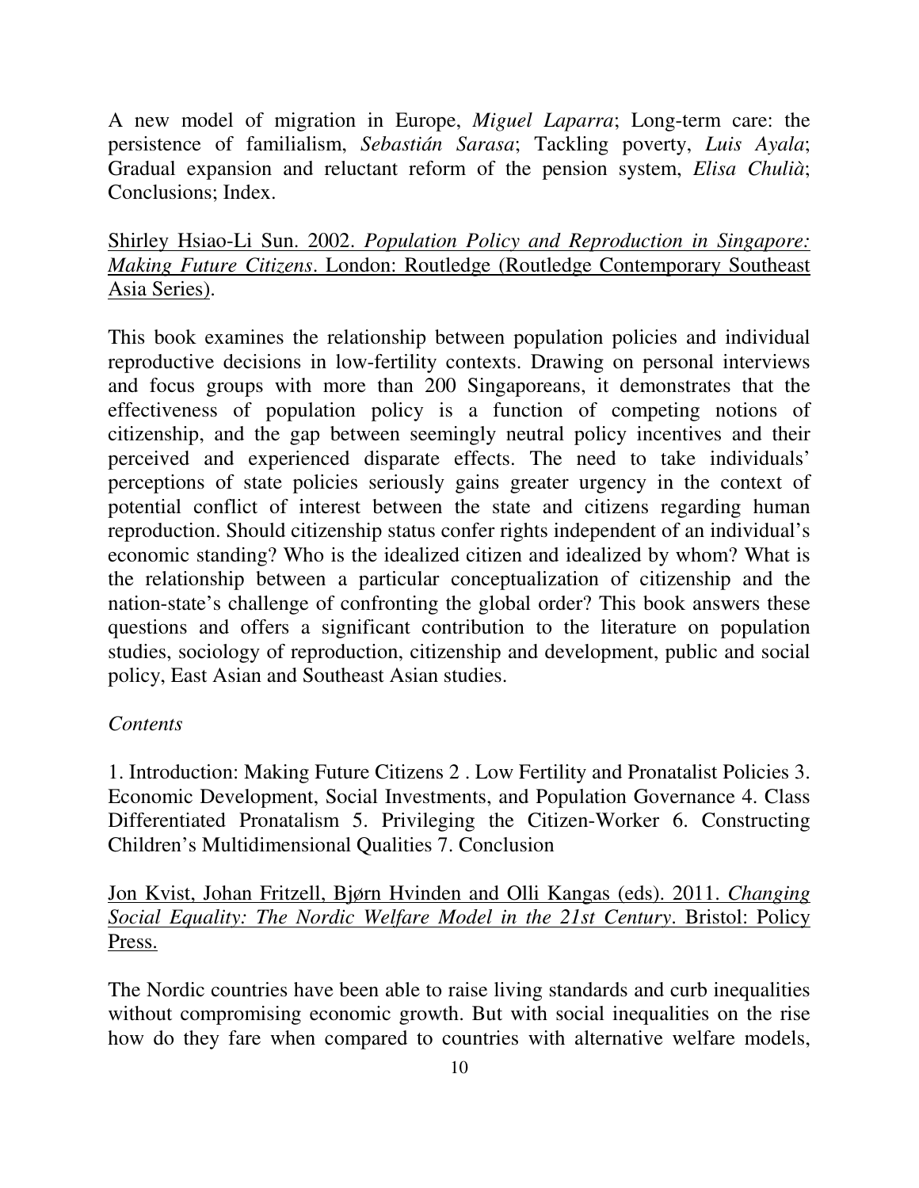A new model of migration in Europe, *Miguel Laparra*; Long-term care: the persistence of familialism, *Sebastián Sarasa*; Tackling poverty, *Luis Ayala*; Gradual expansion and reluctant reform of the pension system, *Elisa Chulià*; Conclusions; Index.

Shirley Hsiao-Li Sun. 2002. *Population Policy and Reproduction in Singapore: Making Future Citizens*. London: Routledge (Routledge Contemporary Southeast Asia Series).

This book examines the relationship between population policies and individual reproductive decisions in low-fertility contexts. Drawing on personal interviews and focus groups with more than 200 Singaporeans, it demonstrates that the effectiveness of population policy is a function of competing notions of citizenship, and the gap between seemingly neutral policy incentives and their perceived and experienced disparate effects. The need to take individuals' perceptions of state policies seriously gains greater urgency in the context of potential conflict of interest between the state and citizens regarding human reproduction. Should citizenship status confer rights independent of an individual's economic standing? Who is the idealized citizen and idealized by whom? What is the relationship between a particular conceptualization of citizenship and the nation-state's challenge of confronting the global order? This book answers these questions and offers a significant contribution to the literature on population studies, sociology of reproduction, citizenship and development, public and social policy, East Asian and Southeast Asian studies.

*Contents*

1. Introduction: Making Future Citizens 2 . Low Fertility and Pronatalist Policies 3. Economic Development, Social Investments, and Population Governance 4. Class Differentiated Pronatalism 5. Privileging the Citizen-Worker 6. Constructing Children's Multidimensional Qualities 7. Conclusion

Jon Kvist, Johan Fritzell, Bjørn Hvinden and Olli Kangas (eds). 2011. *Changing Social Equality: The Nordic Welfare Model in the 21st Century*. Bristol: Policy Press.

The Nordic countries have been able to raise living standards and curb inequalities without compromising economic growth. But with social inequalities on the rise how do they fare when compared to countries with alternative welfare models,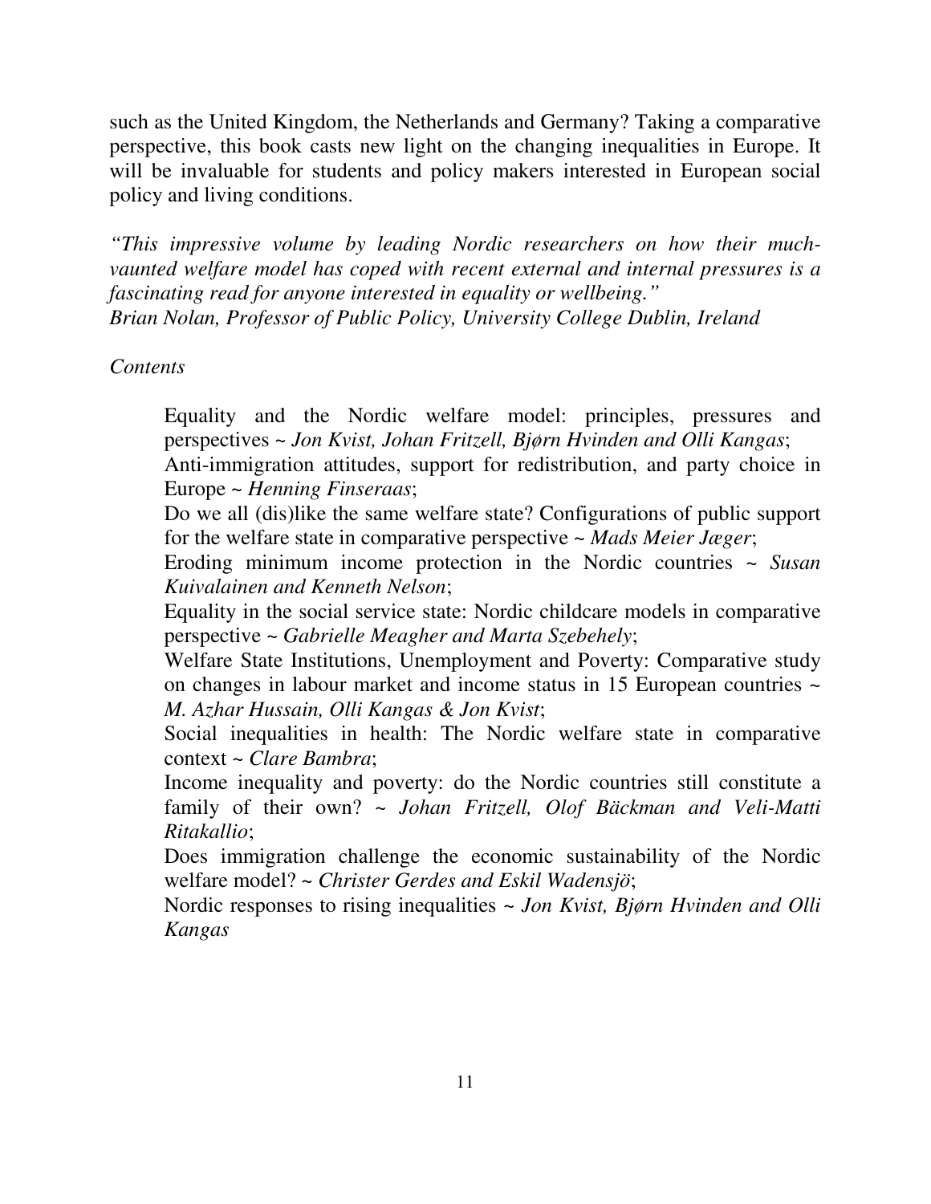such as the United Kingdom, the Netherlands and Germany? Taking a comparative perspective, this book casts new light on the changing inequalities in Europe. It will be invaluable for students and policy makers interested in European social policy and living conditions.

*"This impressive volume by leading Nordic researchers on how their much-vaunted welfare model has coped with recent external and internal pressures is a fascinating read for anyone interested in equality or wellbeing."*
*Brian Nolan, Professor of Public Policy, University College Dublin, Ireland*

*Contents*

Equality and the Nordic welfare model: principles, pressures and perspectives ~ *Jon Kvist, Johan Fritzell, Bjørn Hvinden and Olli Kangas*;
Anti-immigration attitudes, support for redistribution, and party choice in Europe ~ *Henning Finseraas*;
Do we all (dis)like the same welfare state? Configurations of public support for the welfare state in comparative perspective ~ *Mads Meier Jæger*;
Eroding minimum income protection in the Nordic countries ~ *Susan Kuivalainen and Kenneth Nelson*;
Equality in the social service state: Nordic childcare models in comparative perspective ~ *Gabrielle Meagher and Marta Szebehely*;
Welfare State Institutions, Unemployment and Poverty: Comparative study on changes in labour market and income status in 15 European countries ~ *M. Azhar Hussain, Olli Kangas & Jon Kvist*;
Social inequalities in health: The Nordic welfare state in comparative context ~ *Clare Bambra*;
Income inequality and poverty: do the Nordic countries still constitute a family of their own? ~ *Johan Fritzell, Olof Bäckman and Veli-Matti Ritakallio*;
Does immigration challenge the economic sustainability of the Nordic welfare model? ~ *Christer Gerdes and Eskil Wadensjö*;
Nordic responses to rising inequalities ~ *Jon Kvist, Bjørn Hvinden and Olli Kangas*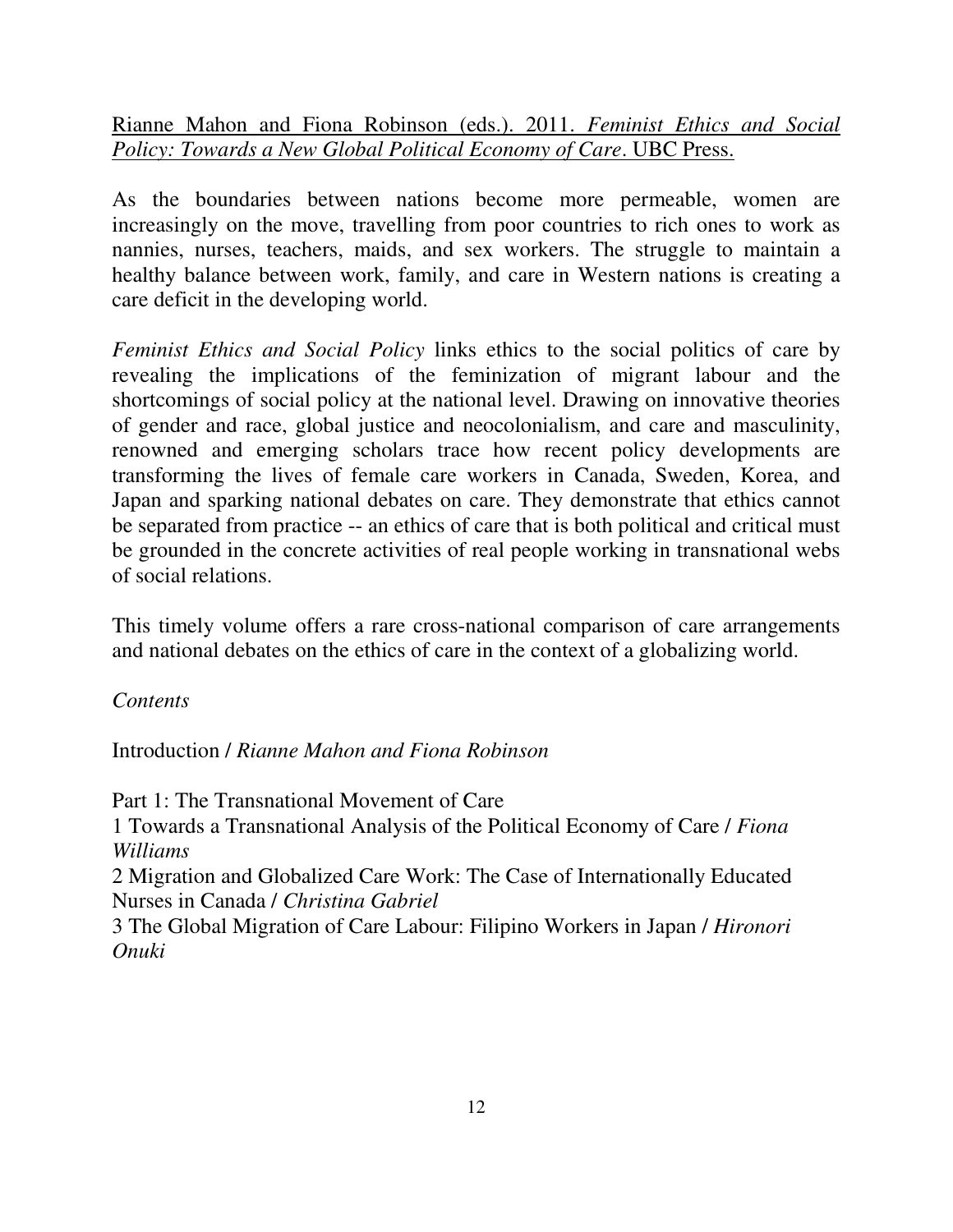Rianne Mahon and Fiona Robinson (eds.). 2011. *Feminist Ethics and Social Policy: Towards a New Global Political Economy of Care*. UBC Press.

As the boundaries between nations become more permeable, women are increasingly on the move, travelling from poor countries to rich ones to work as nannies, nurses, teachers, maids, and sex workers. The struggle to maintain a healthy balance between work, family, and care in Western nations is creating a care deficit in the developing world.

*Feminist Ethics and Social Policy* links ethics to the social politics of care by revealing the implications of the feminization of migrant labour and the shortcomings of social policy at the national level. Drawing on innovative theories of gender and race, global justice and neocolonialism, and care and masculinity, renowned and emerging scholars trace how recent policy developments are transforming the lives of female care workers in Canada, Sweden, Korea, and Japan and sparking national debates on care. They demonstrate that ethics cannot be separated from practice -- an ethics of care that is both political and critical must be grounded in the concrete activities of real people working in transnational webs of social relations.

This timely volume offers a rare cross-national comparison of care arrangements and national debates on the ethics of care in the context of a globalizing world.

*Contents*

Introduction / *Rianne Mahon and Fiona Robinson*

Part 1: The Transnational Movement of Care

1 Towards a Transnational Analysis of the Political Economy of Care / *Fiona Williams*

2 Migration and Globalized Care Work: The Case of Internationally Educated Nurses in Canada / *Christina Gabriel*

3 The Global Migration of Care Labour: Filipino Workers in Japan / *Hironori Onuki*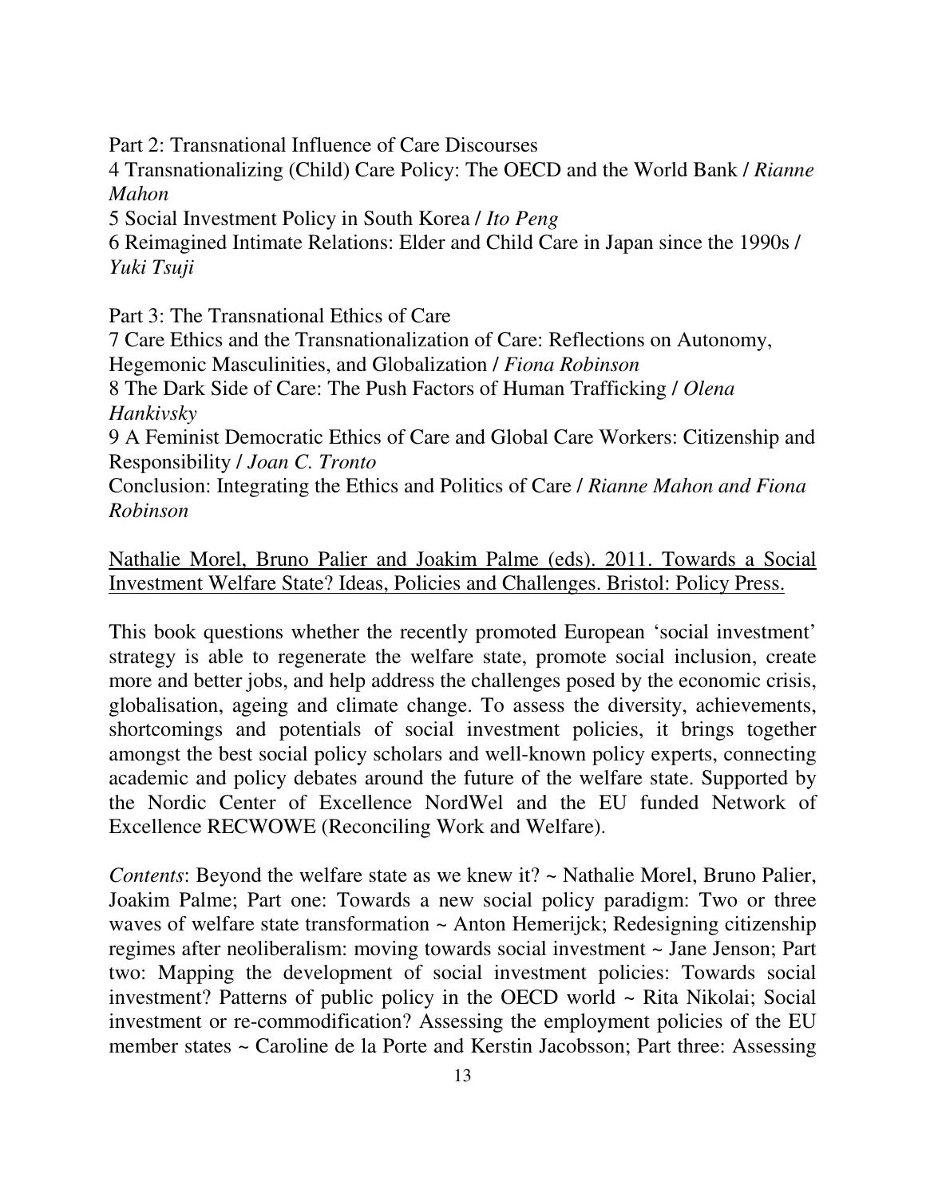Part 2: Transnational Influence of Care Discourses

4 Transnationalizing (Child) Care Policy: The OECD and the World Bank / *Rianne Mahon*

5 Social Investment Policy in South Korea / *Ito Peng*

6 Reimagined Intimate Relations: Elder and Child Care in Japan since the 1990s / *Yuki Tsuji*

Part 3: The Transnational Ethics of Care

7 Care Ethics and the Transnationalization of Care: Reflections on Autonomy, Hegemonic Masculinities, and Globalization / *Fiona Robinson*

8 The Dark Side of Care: The Push Factors of Human Trafficking / *Olena Hankivsky*

9 A Feminist Democratic Ethics of Care and Global Care Workers: Citizenship and Responsibility / *Joan C. Tronto*

Conclusion: Integrating the Ethics and Politics of Care / *Rianne Mahon and Fiona Robinson*

<u>Nathalie Morel, Bruno Palier and Joakim Palme (eds). 2011. Towards a Social Investment Welfare State? Ideas, Policies and Challenges. Bristol: Policy Press.</u>

This book questions whether the recently promoted European 'social investment' strategy is able to regenerate the welfare state, promote social inclusion, create more and better jobs, and help address the challenges posed by the economic crisis, globalisation, ageing and climate change. To assess the diversity, achievements, shortcomings and potentials of social investment policies, it brings together amongst the best social policy scholars and well-known policy experts, connecting academic and policy debates around the future of the welfare state. Supported by the Nordic Center of Excellence NordWel and the EU funded Network of Excellence RECWOWE (Reconciling Work and Welfare).

*Contents*: Beyond the welfare state as we knew it? ~ Nathalie Morel, Bruno Palier, Joakim Palme; Part one: Towards a new social policy paradigm: Two or three waves of welfare state transformation ~ Anton Hemerijck; Redesigning citizenship regimes after neoliberalism: moving towards social investment ~ Jane Jenson; Part two: Mapping the development of social investment policies: Towards social investment? Patterns of public policy in the OECD world ~ Rita Nikolai; Social investment or re-commodification? Assessing the employment policies of the EU member states ~ Caroline de la Porte and Kerstin Jacobsson; Part three: Assessing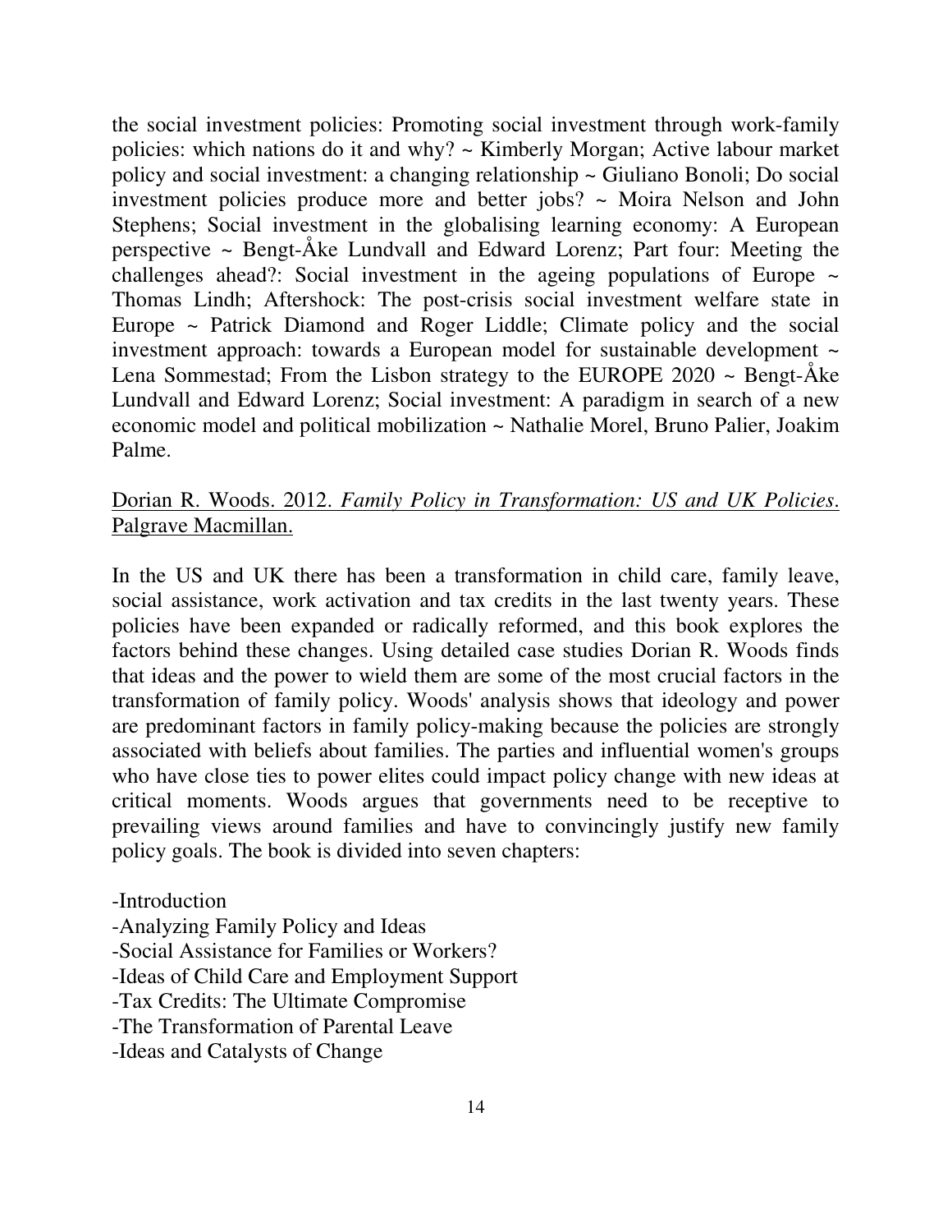the social investment policies: Promoting social investment through work-family policies: which nations do it and why? ~ Kimberly Morgan; Active labour market policy and social investment: a changing relationship ~ Giuliano Bonoli; Do social investment policies produce more and better jobs? ~ Moira Nelson and John Stephens; Social investment in the globalising learning economy: A European perspective ~ Bengt-Åke Lundvall and Edward Lorenz; Part four: Meeting the challenges ahead?: Social investment in the ageing populations of Europe ~ Thomas Lindh; Aftershock: The post-crisis social investment welfare state in Europe ~ Patrick Diamond and Roger Liddle; Climate policy and the social investment approach: towards a European model for sustainable development ~ Lena Sommestad; From the Lisbon strategy to the EUROPE 2020 ~ Bengt-Åke Lundvall and Edward Lorenz; Social investment: A paradigm in search of a new economic model and political mobilization ~ Nathalie Morel, Bruno Palier, Joakim Palme.

<u>Dorian R. Woods. 2012. *Family Policy in Transformation: US and UK Policies*. Palgrave Macmillan.</u>

In the US and UK there has been a transformation in child care, family leave, social assistance, work activation and tax credits in the last twenty years. These policies have been expanded or radically reformed, and this book explores the factors behind these changes. Using detailed case studies Dorian R. Woods finds that ideas and the power to wield them are some of the most crucial factors in the transformation of family policy. Woods' analysis shows that ideology and power are predominant factors in family policy-making because the policies are strongly associated with beliefs about families. The parties and influential women's groups who have close ties to power elites could impact policy change with new ideas at critical moments. Woods argues that governments need to be receptive to prevailing views around families and have to convincingly justify new family policy goals. The book is divided into seven chapters:

-Introduction
-Analyzing Family Policy and Ideas
-Social Assistance for Families or Workers?
-Ideas of Child Care and Employment Support
-Tax Credits: The Ultimate Compromise
-The Transformation of Parental Leave
-Ideas and Catalysts of Change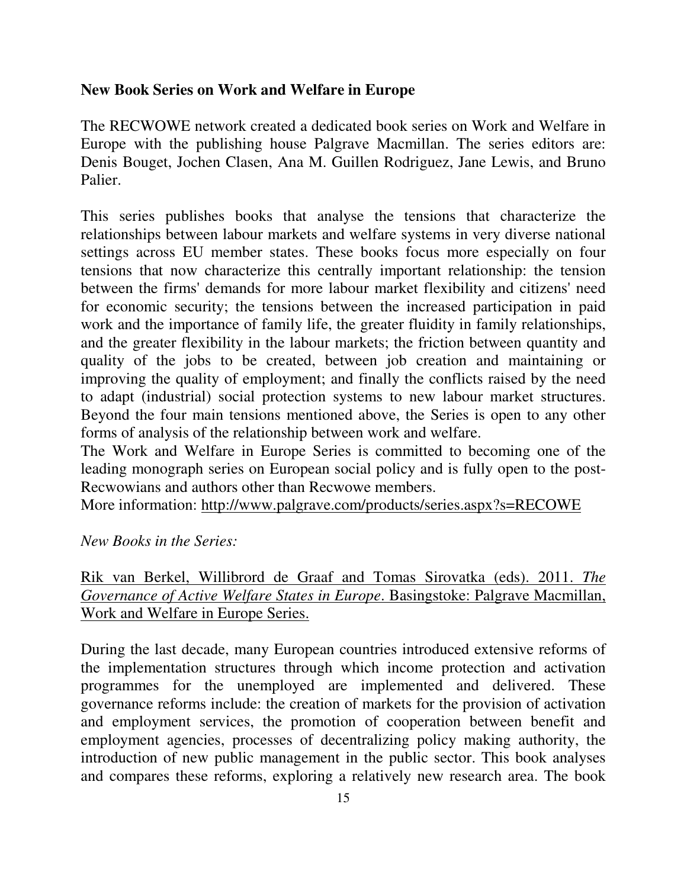**New Book Series on Work and Welfare in Europe**

The RECWOWE network created a dedicated book series on Work and Welfare in Europe with the publishing house Palgrave Macmillan. The series editors are: Denis Bouget, Jochen Clasen, Ana M. Guillen Rodriguez, Jane Lewis, and Bruno Palier.

This series publishes books that analyse the tensions that characterize the relationships between labour markets and welfare systems in very diverse national settings across EU member states. These books focus more especially on four tensions that now characterize this centrally important relationship: the tension between the firms' demands for more labour market flexibility and citizens' need for economic security; the tensions between the increased participation in paid work and the importance of family life, the greater fluidity in family relationships, and the greater flexibility in the labour markets; the friction between quantity and quality of the jobs to be created, between job creation and maintaining or improving the quality of employment; and finally the conflicts raised by the need to adapt (industrial) social protection systems to new labour market structures. Beyond the four main tensions mentioned above, the Series is open to any other forms of analysis of the relationship between work and welfare.

The Work and Welfare in Europe Series is committed to becoming one of the leading monograph series on European social policy and is fully open to the post-Recwowians and authors other than Recwowe members.

More information: http://www.palgrave.com/products/series.aspx?s=RECOWE

*New Books in the Series:*

Rik van Berkel, Willibrord de Graaf and Tomas Sirovatka (eds). 2011. *The Governance of Active Welfare States in Europe*. Basingstoke: Palgrave Macmillan, Work and Welfare in Europe Series.

During the last decade, many European countries introduced extensive reforms of the implementation structures through which income protection and activation programmes for the unemployed are implemented and delivered. These governance reforms include: the creation of markets for the provision of activation and employment services, the promotion of cooperation between benefit and employment agencies, processes of decentralizing policy making authority, the introduction of new public management in the public sector. This book analyses and compares these reforms, exploring a relatively new research area. The book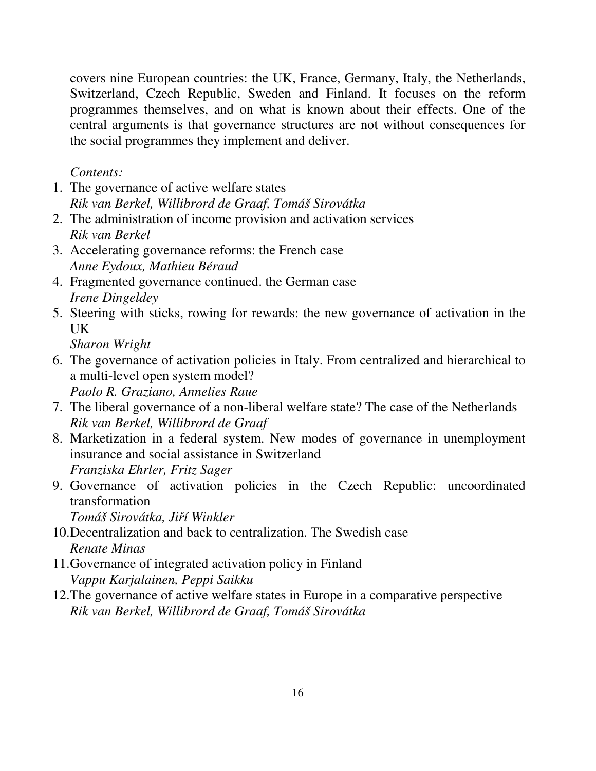covers nine European countries: the UK, France, Germany, Italy, the Netherlands, Switzerland, Czech Republic, Sweden and Finland. It focuses on the reform programmes themselves, and on what is known about their effects. One of the central arguments is that governance structures are not without consequences for the social programmes they implement and deliver.

*Contents:*

1. The governance of active welfare states
   *Rik van Berkel, Willibrord de Graaf, Tomáš Sirovátka*
2. The administration of income provision and activation services
   *Rik van Berkel*
3. Accelerating governance reforms: the French case
   *Anne Eydoux, Mathieu Béraud*
4. Fragmented governance continued. the German case
   *Irene Dingeldey*
5. Steering with sticks, rowing for rewards: the new governance of activation in the UK
   *Sharon Wright*
6. The governance of activation policies in Italy. From centralized and hierarchical to a multi-level open system model?
   *Paolo R. Graziano, Annelies Raue*
7. The liberal governance of a non-liberal welfare state? The case of the Netherlands
   *Rik van Berkel, Willibrord de Graaf*
8. Marketization in a federal system. New modes of governance in unemployment insurance and social assistance in Switzerland
   *Franziska Ehrler, Fritz Sager*
9. Governance of activation policies in the Czech Republic: uncoordinated transformation
   *Tomáš Sirovátka, Jiří Winkler*
10. Decentralization and back to centralization. The Swedish case
    *Renate Minas*
11. Governance of integrated activation policy in Finland
    *Vappu Karjalainen, Peppi Saikku*
12. The governance of active welfare states in Europe in a comparative perspective
    *Rik van Berkel, Willibrord de Graaf, Tomáš Sirovátka*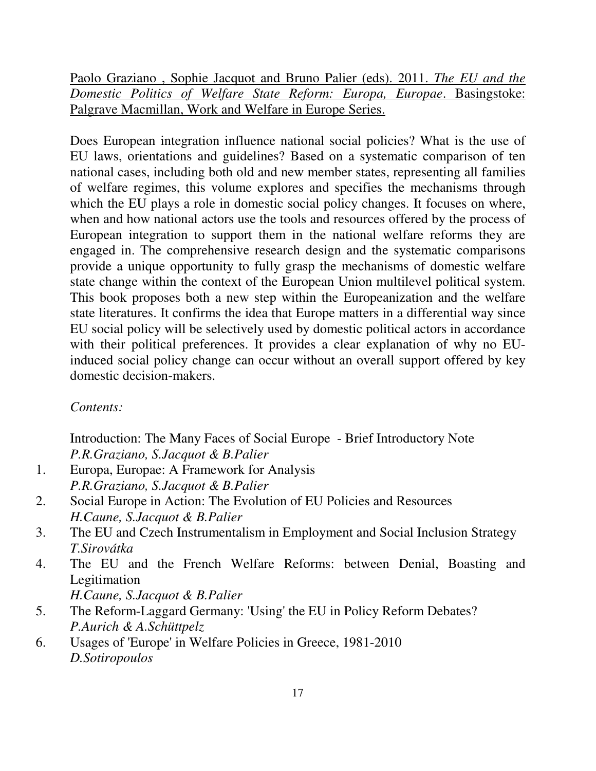Paolo Graziano , Sophie Jacquot and Bruno Palier (eds). 2011. *The EU and the Domestic Politics of Welfare State Reform: Europa, Europae*. Basingstoke: Palgrave Macmillan, Work and Welfare in Europe Series.

Does European integration influence national social policies? What is the use of EU laws, orientations and guidelines? Based on a systematic comparison of ten national cases, including both old and new member states, representing all families of welfare regimes, this volume explores and specifies the mechanisms through which the EU plays a role in domestic social policy changes. It focuses on where, when and how national actors use the tools and resources offered by the process of European integration to support them in the national welfare reforms they are engaged in. The comprehensive research design and the systematic comparisons provide a unique opportunity to fully grasp the mechanisms of domestic welfare state change within the context of the European Union multilevel political system. This book proposes both a new step within the Europeanization and the welfare state literatures. It confirms the idea that Europe matters in a differential way since EU social policy will be selectively used by domestic political actors in accordance with their political preferences. It provides a clear explanation of why no EU-induced social policy change can occur without an overall support offered by key domestic decision-makers.

*Contents:*

Introduction: The Many Faces of Social Europe - Brief Introductory Note
*P.R.Graziano, S.Jacquot & B.Palier*

1. Europa, Europae: A Framework for Analysis
   *P.R.Graziano, S.Jacquot & B.Palier*
2. Social Europe in Action: The Evolution of EU Policies and Resources
   *H.Caune, S.Jacquot & B.Palier*
3. The EU and Czech Instrumentalism in Employment and Social Inclusion Strategy
   *T.Sirovátka*
4. The EU and the French Welfare Reforms: between Denial, Boasting and Legitimation
   *H.Caune, S.Jacquot & B.Palier*
5. The Reform-Laggard Germany: 'Using' the EU in Policy Reform Debates?
   *P.Aurich & A.Schüttpelz*
6. Usages of 'Europe' in Welfare Policies in Greece, 1981-2010
   *D.Sotiropoulos*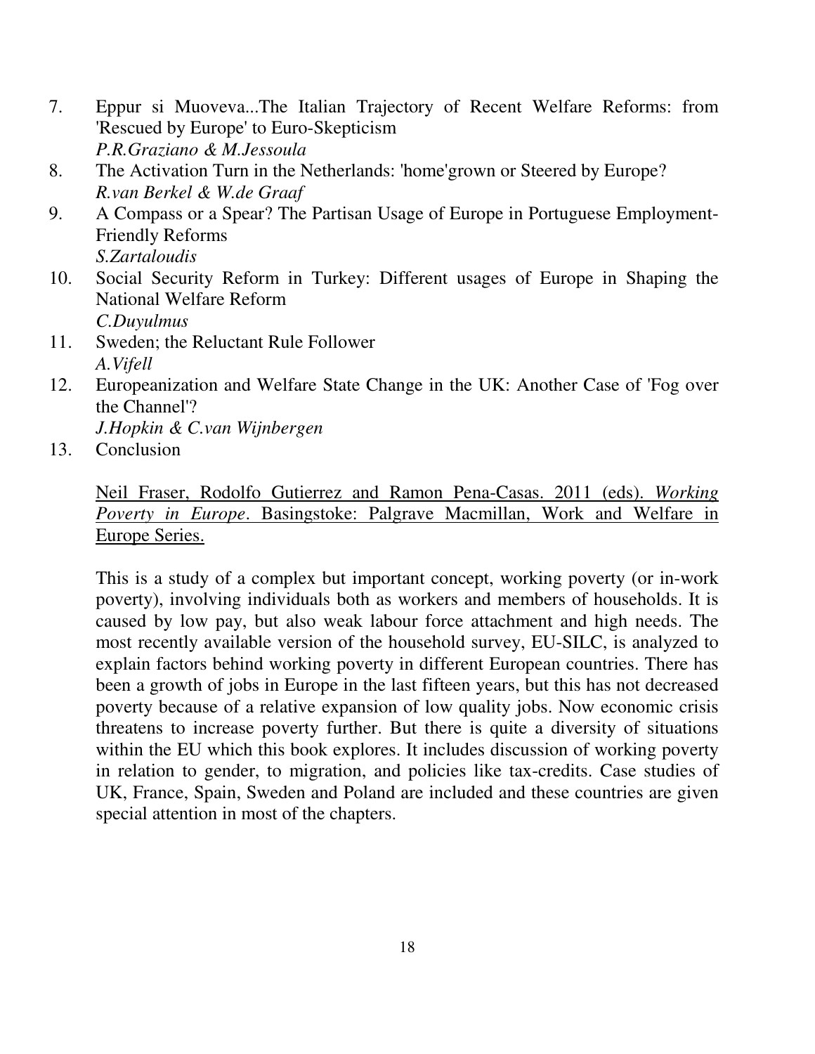7. Eppur si Muoveva...The Italian Trajectory of Recent Welfare Reforms: from 'Rescued by Europe' to Euro-Skepticism
   *P.R.Graziano & M.Jessoula*
8. The Activation Turn in the Netherlands: 'home'grown or Steered by Europe?
   *R.van Berkel & W.de Graaf*
9. A Compass or a Spear? The Partisan Usage of Europe in Portuguese Employment-Friendly Reforms
   *S.Zartaloudis*
10. Social Security Reform in Turkey: Different usages of Europe in Shaping the National Welfare Reform
    *C.Duyulmus*
11. Sweden; the Reluctant Rule Follower
    *A.Vifell*
12. Europeanization and Welfare State Change in the UK: Another Case of 'Fog over the Channel'?
    *J.Hopkin & C.van Wijnbergen*
13. Conclusion

<u>Neil Fraser, Rodolfo Gutierrez and Ramon Pena-Casas. 2011 (eds). *Working Poverty in Europe*. Basingstoke: Palgrave Macmillan, Work and Welfare in Europe Series.</u>

This is a study of a complex but important concept, working poverty (or in-work poverty), involving individuals both as workers and members of households. It is caused by low pay, but also weak labour force attachment and high needs. The most recently available version of the household survey, EU-SILC, is analyzed to explain factors behind working poverty in different European countries. There has been a growth of jobs in Europe in the last fifteen years, but this has not decreased poverty because of a relative expansion of low quality jobs. Now economic crisis threatens to increase poverty further. But there is quite a diversity of situations within the EU which this book explores. It includes discussion of working poverty in relation to gender, to migration, and policies like tax-credits. Case studies of UK, France, Spain, Sweden and Poland are included and these countries are given special attention in most of the chapters.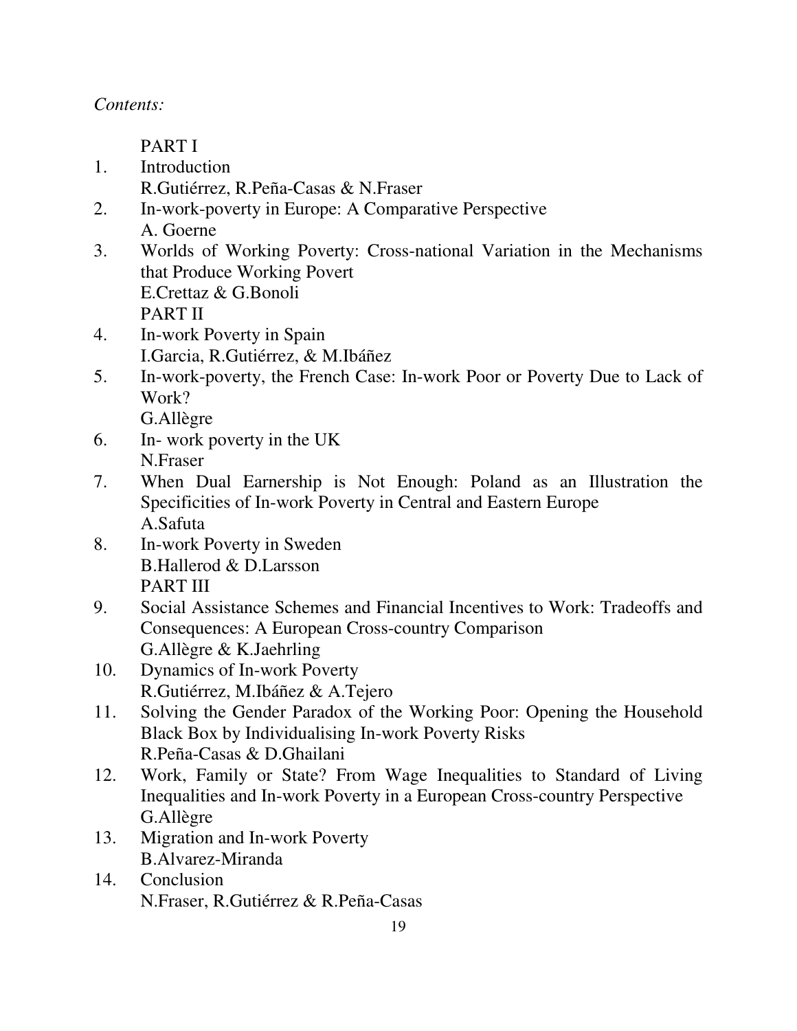*Contents:*

PART I

1. Introduction
   R.Gutiérrez, R.Peña-Casas & N.Fraser
2. In-work-poverty in Europe: A Comparative Perspective
   A. Goerne
3. Worlds of Working Poverty: Cross-national Variation in the Mechanisms that Produce Working Povert
   E.Crettaz & G.Bonoli

PART II

4. In-work Poverty in Spain
   I.Garcia, R.Gutiérrez, & M.Ibáñez
5. In-work-poverty, the French Case: In-work Poor or Poverty Due to Lack of Work?
   G.Allègre
6. In- work poverty in the UK
   N.Fraser
7. When Dual Earnership is Not Enough: Poland as an Illustration the Specificities of In-work Poverty in Central and Eastern Europe
   A.Safuta
8. In-work Poverty in Sweden
   B.Hallerod & D.Larsson

PART III

9. Social Assistance Schemes and Financial Incentives to Work: Tradeoffs and Consequences: A European Cross-country Comparison
   G.Allègre & K.Jaehrling
10. Dynamics of In-work Poverty
    R.Gutiérrez, M.Ibáñez & A.Tejero
11. Solving the Gender Paradox of the Working Poor: Opening the Household Black Box by Individualising In-work Poverty Risks
    R.Peña-Casas & D.Ghailani
12. Work, Family or State? From Wage Inequalities to Standard of Living Inequalities and In-work Poverty in a European Cross-country Perspective
    G.Allègre
13. Migration and In-work Poverty
    B.Alvarez-Miranda
14. Conclusion
    N.Fraser, R.Gutiérrez & R.Peña-Casas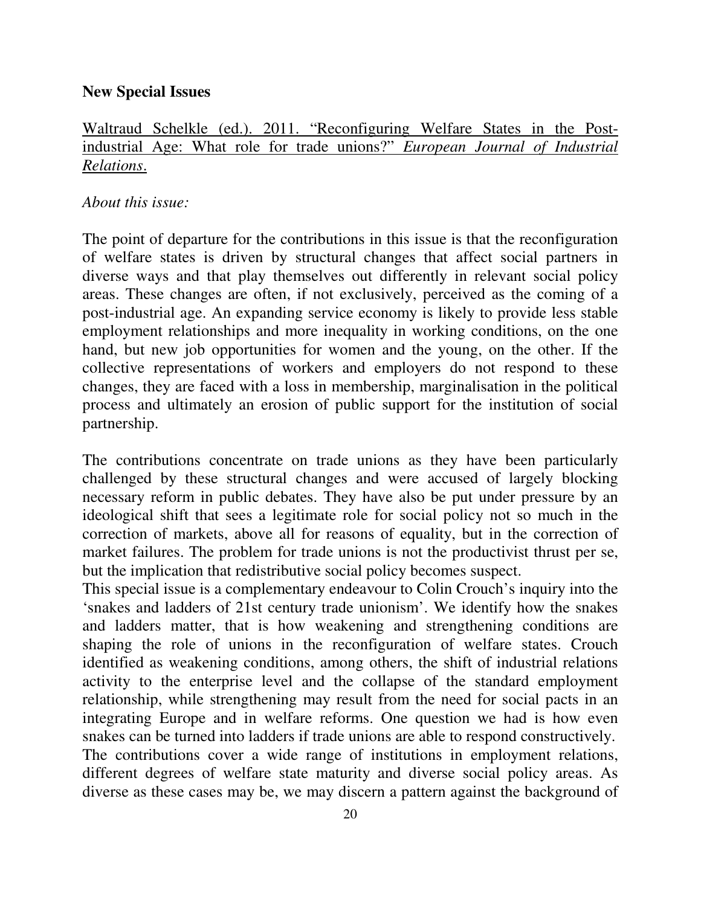**New Special Issues**

Waltraud Schelkle (ed.). 2011. "Reconfiguring Welfare States in the Post-industrial Age: What role for trade unions?" *European Journal of Industrial Relations.*

*About this issue:*

The point of departure for the contributions in this issue is that the reconfiguration of welfare states is driven by structural changes that affect social partners in diverse ways and that play themselves out differently in relevant social policy areas. These changes are often, if not exclusively, perceived as the coming of a post-industrial age. An expanding service economy is likely to provide less stable employment relationships and more inequality in working conditions, on the one hand, but new job opportunities for women and the young, on the other. If the collective representations of workers and employers do not respond to these changes, they are faced with a loss in membership, marginalisation in the political process and ultimately an erosion of public support for the institution of social partnership.

The contributions concentrate on trade unions as they have been particularly challenged by these structural changes and were accused of largely blocking necessary reform in public debates. They have also be put under pressure by an ideological shift that sees a legitimate role for social policy not so much in the correction of markets, above all for reasons of equality, but in the correction of market failures. The problem for trade unions is not the productivist thrust per se, but the implication that redistributive social policy becomes suspect.

This special issue is a complementary endeavour to Colin Crouch's inquiry into the 'snakes and ladders of 21st century trade unionism'. We identify how the snakes and ladders matter, that is how weakening and strengthening conditions are shaping the role of unions in the reconfiguration of welfare states. Crouch identified as weakening conditions, among others, the shift of industrial relations activity to the enterprise level and the collapse of the standard employment relationship, while strengthening may result from the need for social pacts in an integrating Europe and in welfare reforms. One question we had is how even snakes can be turned into ladders if trade unions are able to respond constructively.

The contributions cover a wide range of institutions in employment relations, different degrees of welfare state maturity and diverse social policy areas. As diverse as these cases may be, we may discern a pattern against the background of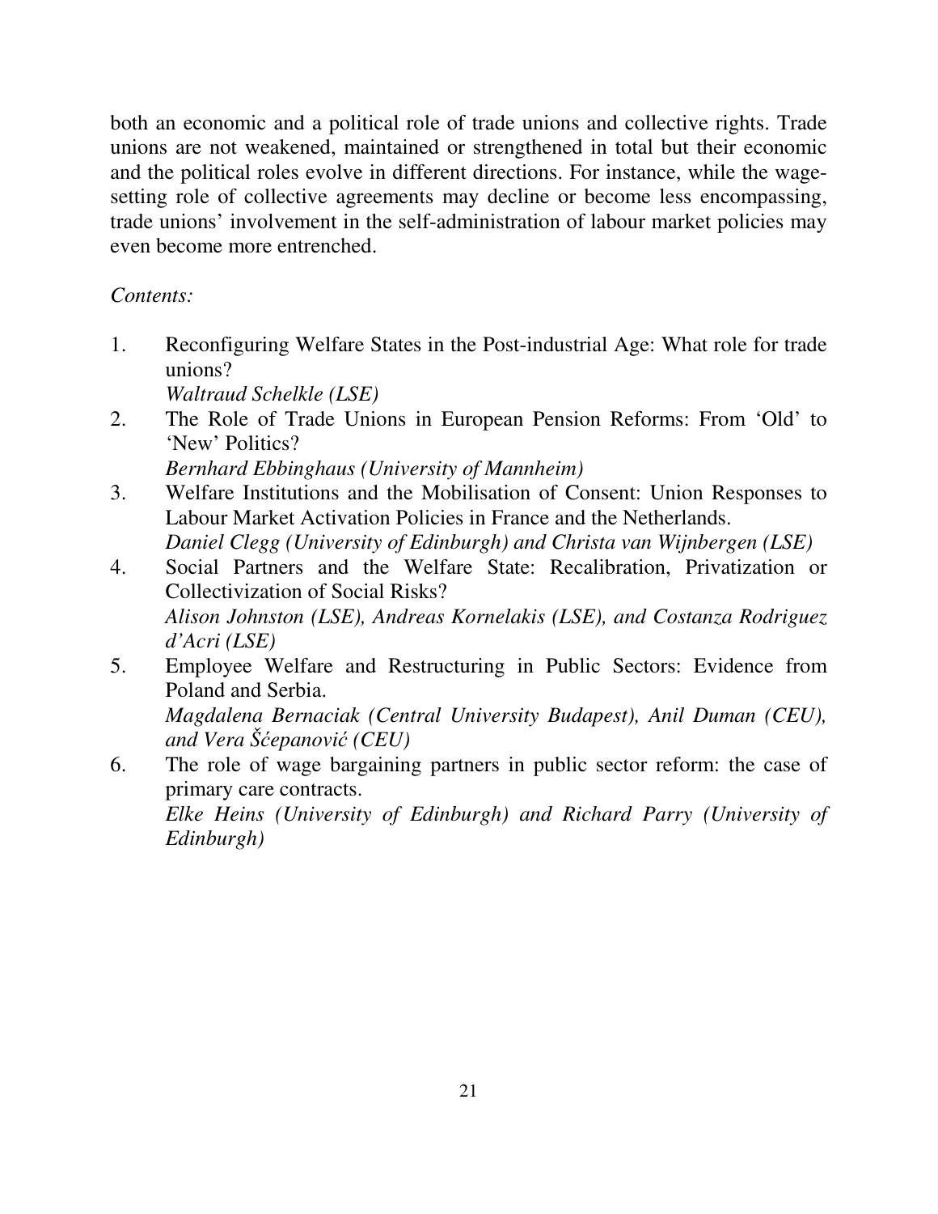both an economic and a political role of trade unions and collective rights. Trade unions are not weakened, maintained or strengthened in total but their economic and the political roles evolve in different directions. For instance, while the wage-setting role of collective agreements may decline or become less encompassing, trade unions' involvement in the self-administration of labour market policies may even become more entrenched.

*Contents:*

1. Reconfiguring Welfare States in the Post-industrial Age: What role for trade unions?
   *Waltraud Schelkle (LSE)*
2. The Role of Trade Unions in European Pension Reforms: From 'Old' to 'New' Politics?
   *Bernhard Ebbinghaus (University of Mannheim)*
3. Welfare Institutions and the Mobilisation of Consent: Union Responses to Labour Market Activation Policies in France and the Netherlands.
   *Daniel Clegg (University of Edinburgh) and Christa van Wijnbergen (LSE)*
4. Social Partners and the Welfare State: Recalibration, Privatization or Collectivization of Social Risks?
   *Alison Johnston (LSE), Andreas Kornelakis (LSE), and Costanza Rodriguez d'Acri (LSE)*
5. Employee Welfare and Restructuring in Public Sectors: Evidence from Poland and Serbia.
   *Magdalena Bernaciak (Central University Budapest), Anil Duman (CEU), and Vera Šćepanović (CEU)*
6. The role of wage bargaining partners in public sector reform: the case of primary care contracts.
   *Elke Heins (University of Edinburgh) and Richard Parry (University of Edinburgh)*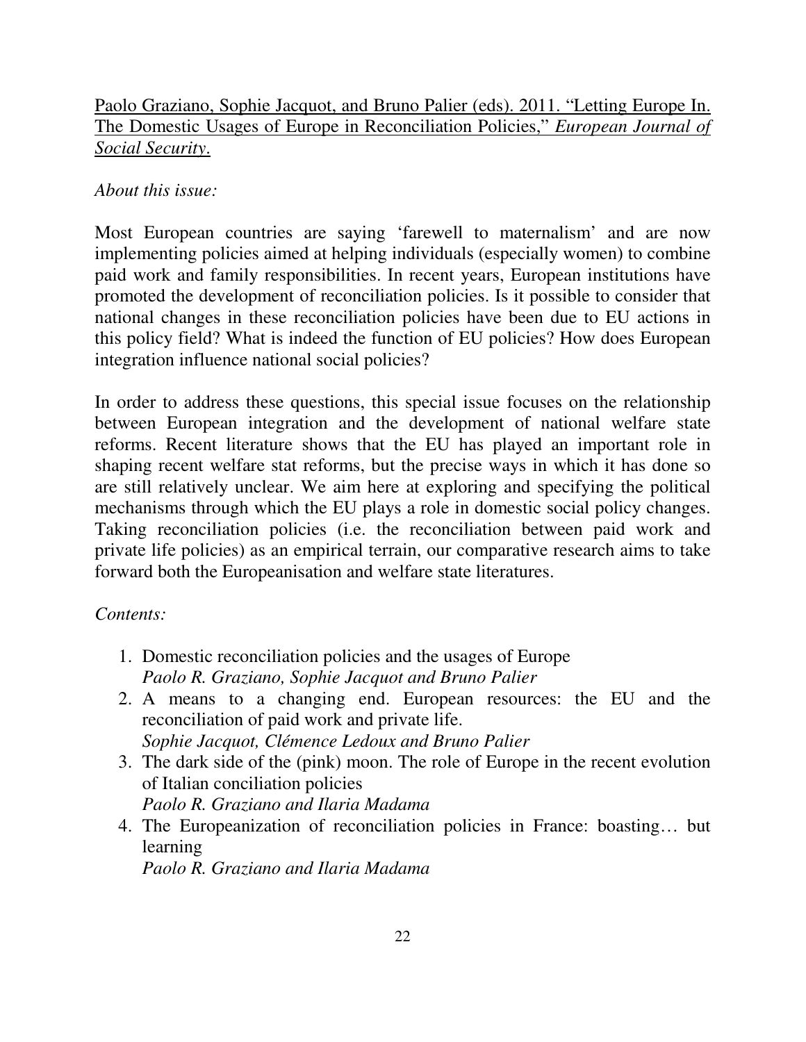Paolo Graziano, Sophie Jacquot, and Bruno Palier (eds). 2011. "Letting Europe In. The Domestic Usages of Europe in Reconciliation Policies," *European Journal of Social Security*.

*About this issue:*

Most European countries are saying 'farewell to maternalism' and are now implementing policies aimed at helping individuals (especially women) to combine paid work and family responsibilities. In recent years, European institutions have promoted the development of reconciliation policies. Is it possible to consider that national changes in these reconciliation policies have been due to EU actions in this policy field? What is indeed the function of EU policies? How does European integration influence national social policies?

In order to address these questions, this special issue focuses on the relationship between European integration and the development of national welfare state reforms. Recent literature shows that the EU has played an important role in shaping recent welfare stat reforms, but the precise ways in which it has done so are still relatively unclear. We aim here at exploring and specifying the political mechanisms through which the EU plays a role in domestic social policy changes. Taking reconciliation policies (i.e. the reconciliation between paid work and private life policies) as an empirical terrain, our comparative research aims to take forward both the Europeanisation and welfare state literatures.

*Contents:*

1. Domestic reconciliation policies and the usages of Europe
   *Paolo R. Graziano, Sophie Jacquot and Bruno Palier*
2. A means to a changing end. European resources: the EU and the reconciliation of paid work and private life.
   *Sophie Jacquot, Clémence Ledoux and Bruno Palier*
3. The dark side of the (pink) moon. The role of Europe in the recent evolution of Italian conciliation policies
   *Paolo R. Graziano and Ilaria Madama*
4. The Europeanization of reconciliation policies in France: boasting… but learning
   *Paolo R. Graziano and Ilaria Madama*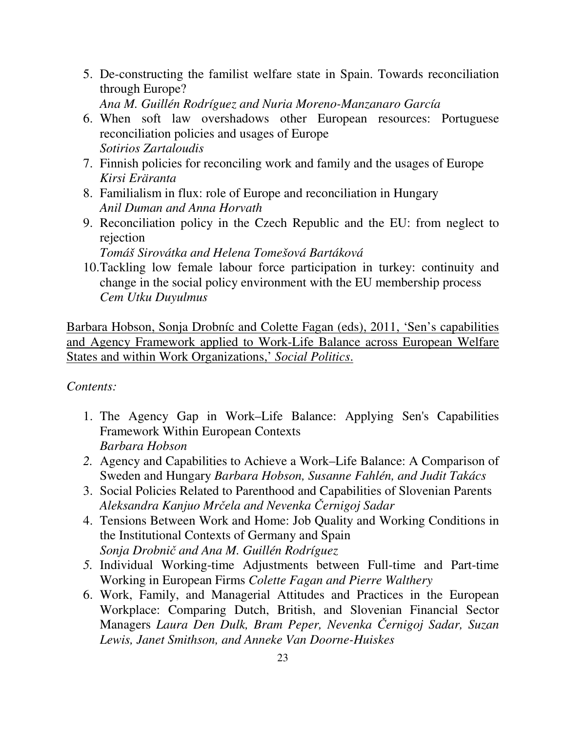5. De-constructing the familist welfare state in Spain. Towards reconciliation through Europe?
   *Ana M. Guillén Rodríguez and Nuria Moreno-Manzanaro García*
6. When soft law overshadows other European resources: Portuguese reconciliation policies and usages of Europe
   *Sotirios Zartaloudis*
7. Finnish policies for reconciling work and family and the usages of Europe
   *Kirsi Eräranta*
8. Familialism in flux: role of Europe and reconciliation in Hungary
   *Anil Duman and Anna Horvath*
9. Reconciliation policy in the Czech Republic and the EU: from neglect to rejection
   *Tomáš Sirovátka and Helena Tomešová Bartáková*
10. Tackling low female labour force participation in turkey: continuity and change in the social policy environment with the EU membership process
    *Cem Utku Duyulmus*

<u>Barbara Hobson, Sonja Drobníc and Colette Fagan (eds), 2011, 'Sen's capabilities and Agency Framework applied to Work-Life Balance across European Welfare States and within Work Organizations,' *Social Politics*.</u>

*Contents:*

1. The Agency Gap in Work–Life Balance: Applying Sen's Capabilities Framework Within European Contexts
   *Barbara Hobson*
2. Agency and Capabilities to Achieve a Work–Life Balance: A Comparison of Sweden and Hungary *Barbara Hobson, Susanne Fahlén, and Judit Takács*
3. Social Policies Related to Parenthood and Capabilities of Slovenian Parents
   *Aleksandra Kanjuo Mrčela and Nevenka Černigoj Sadar*
4. Tensions Between Work and Home: Job Quality and Working Conditions in the Institutional Contexts of Germany and Spain
   *Sonja Drobnič and Ana M. Guillén Rodríguez*
5. Individual Working-time Adjustments between Full-time and Part-time Working in European Firms *Colette Fagan and Pierre Walthery*
6. Work, Family, and Managerial Attitudes and Practices in the European Workplace: Comparing Dutch, British, and Slovenian Financial Sector Managers *Laura Den Dulk, Bram Peper, Nevenka Černigoj Sadar, Suzan Lewis, Janet Smithson, and Anneke Van Doorne-Huiskes*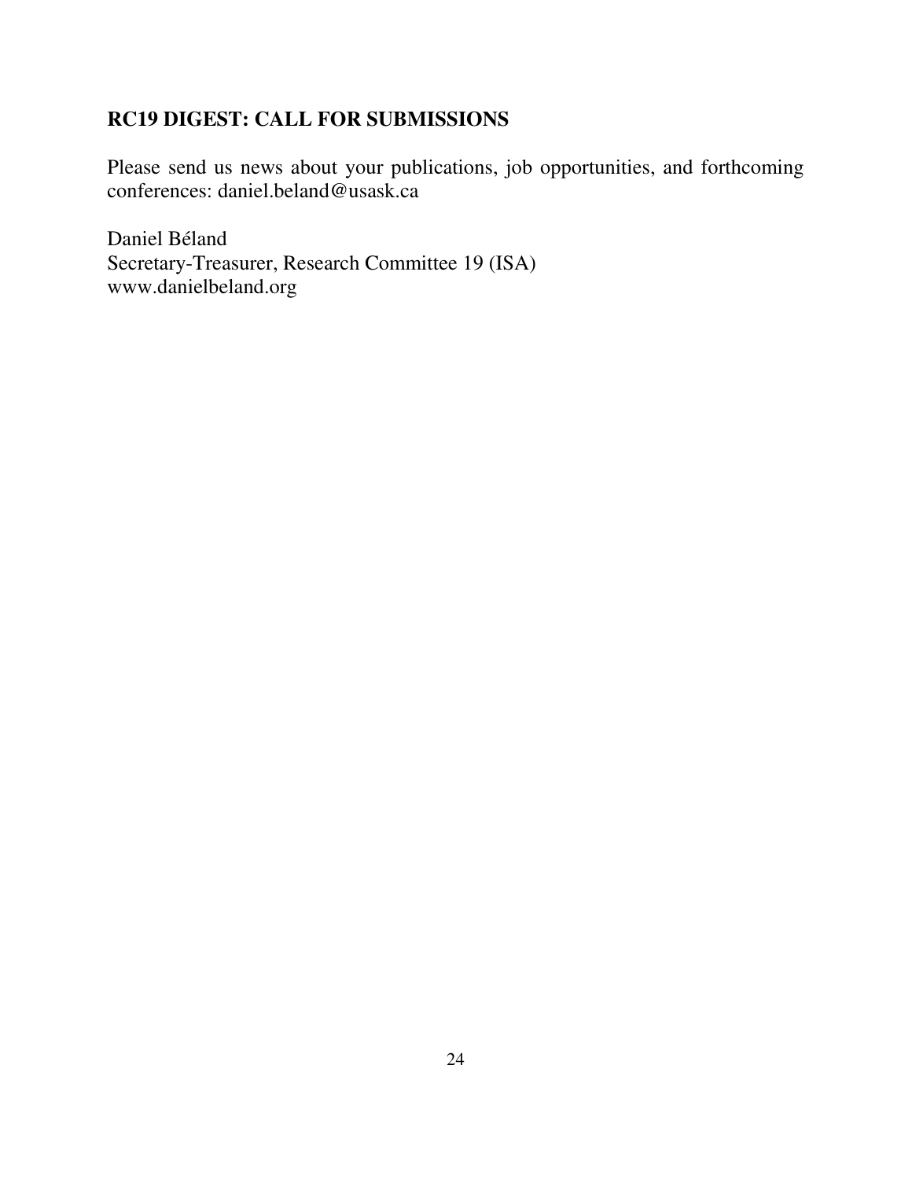## RC19 DIGEST: CALL FOR SUBMISSIONS

Please send us news about your publications, job opportunities, and forthcoming conferences: daniel.beland@usask.ca

Daniel Béland
Secretary-Treasurer, Research Committee 19 (ISA)
www.danielbeland.org